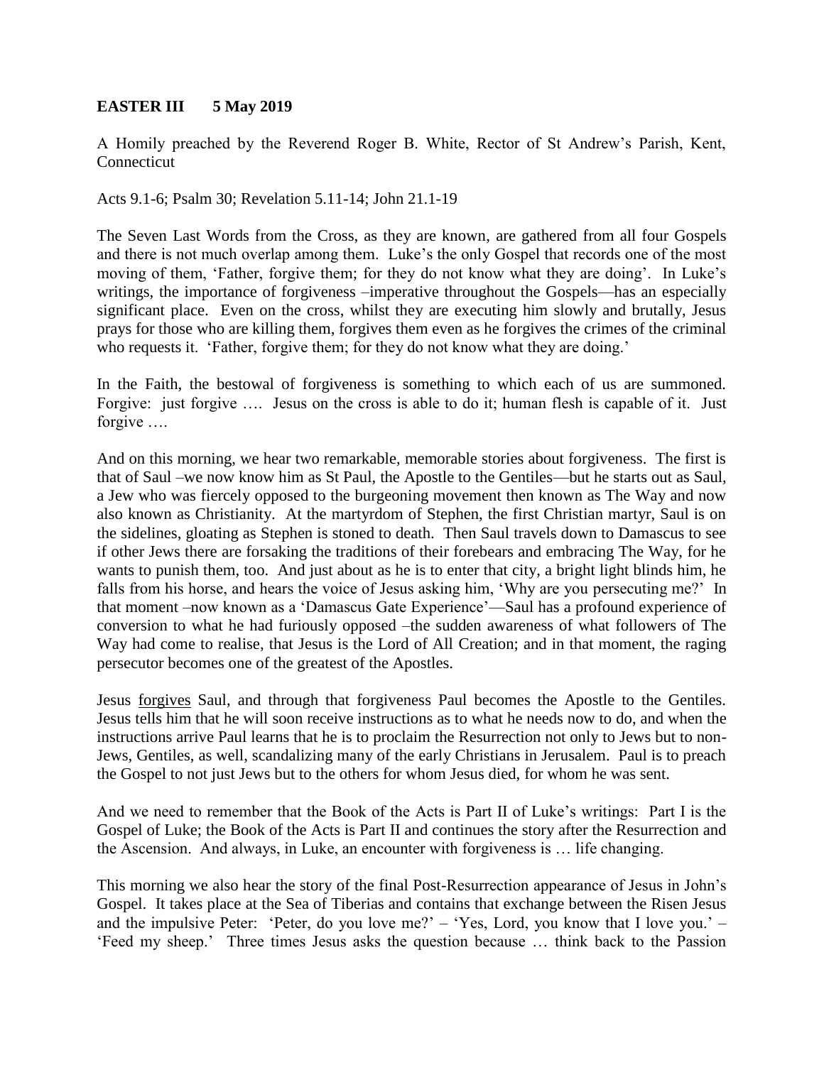**EASTER III 5 May 2019**

A Homily preached by the Reverend Roger B. White, Rector of St Andrew's Parish, Kent, Connecticut

Acts 9.1-6; Psalm 30; Revelation 5.11-14; John 21.1-19

The Seven Last Words from the Cross, as they are known, are gathered from all four Gospels and there is not much overlap among them. Luke's the only Gospel that records one of the most moving of them, 'Father, forgive them; for they do not know what they are doing'. In Luke's writings, the importance of forgiveness –imperative throughout the Gospels—has an especially significant place. Even on the cross, whilst they are executing him slowly and brutally, Jesus prays for those who are killing them, forgives them even as he forgives the crimes of the criminal who requests it. 'Father, forgive them; for they do not know what they are doing.'

In the Faith, the bestowal of forgiveness is something to which each of us are summoned. Forgive: just forgive …. Jesus on the cross is able to do it; human flesh is capable of it. Just forgive ….

And on this morning, we hear two remarkable, memorable stories about forgiveness. The first is that of Saul –we now know him as St Paul, the Apostle to the Gentiles—but he starts out as Saul, a Jew who was fiercely opposed to the burgeoning movement then known as The Way and now also known as Christianity. At the martyrdom of Stephen, the first Christian martyr, Saul is on the sidelines, gloating as Stephen is stoned to death. Then Saul travels down to Damascus to see if other Jews there are forsaking the traditions of their forebears and embracing The Way, for he wants to punish them, too. And just about as he is to enter that city, a bright light blinds him, he falls from his horse, and hears the voice of Jesus asking him, 'Why are you persecuting me?' In that moment –now known as a 'Damascus Gate Experience'—Saul has a profound experience of conversion to what he had furiously opposed –the sudden awareness of what followers of The Way had come to realise, that Jesus is the Lord of All Creation; and in that moment, the raging persecutor becomes one of the greatest of the Apostles.

Jesus <u>forgives</u> Saul, and through that forgiveness Paul becomes the Apostle to the Gentiles. Jesus tells him that he will soon receive instructions as to what he needs now to do, and when the instructions arrive Paul learns that he is to proclaim the Resurrection not only to Jews but to non-Jews, Gentiles, as well, scandalizing many of the early Christians in Jerusalem. Paul is to preach the Gospel to not just Jews but to the others for whom Jesus died, for whom he was sent.

And we need to remember that the Book of the Acts is Part II of Luke's writings: Part I is the Gospel of Luke; the Book of the Acts is Part II and continues the story after the Resurrection and the Ascension. And always, in Luke, an encounter with forgiveness is … life changing.

This morning we also hear the story of the final Post-Resurrection appearance of Jesus in John's Gospel. It takes place at the Sea of Tiberias and contains that exchange between the Risen Jesus and the impulsive Peter: 'Peter, do you love me?' – 'Yes, Lord, you know that I love you.' – 'Feed my sheep.' Three times Jesus asks the question because … think back to the Passion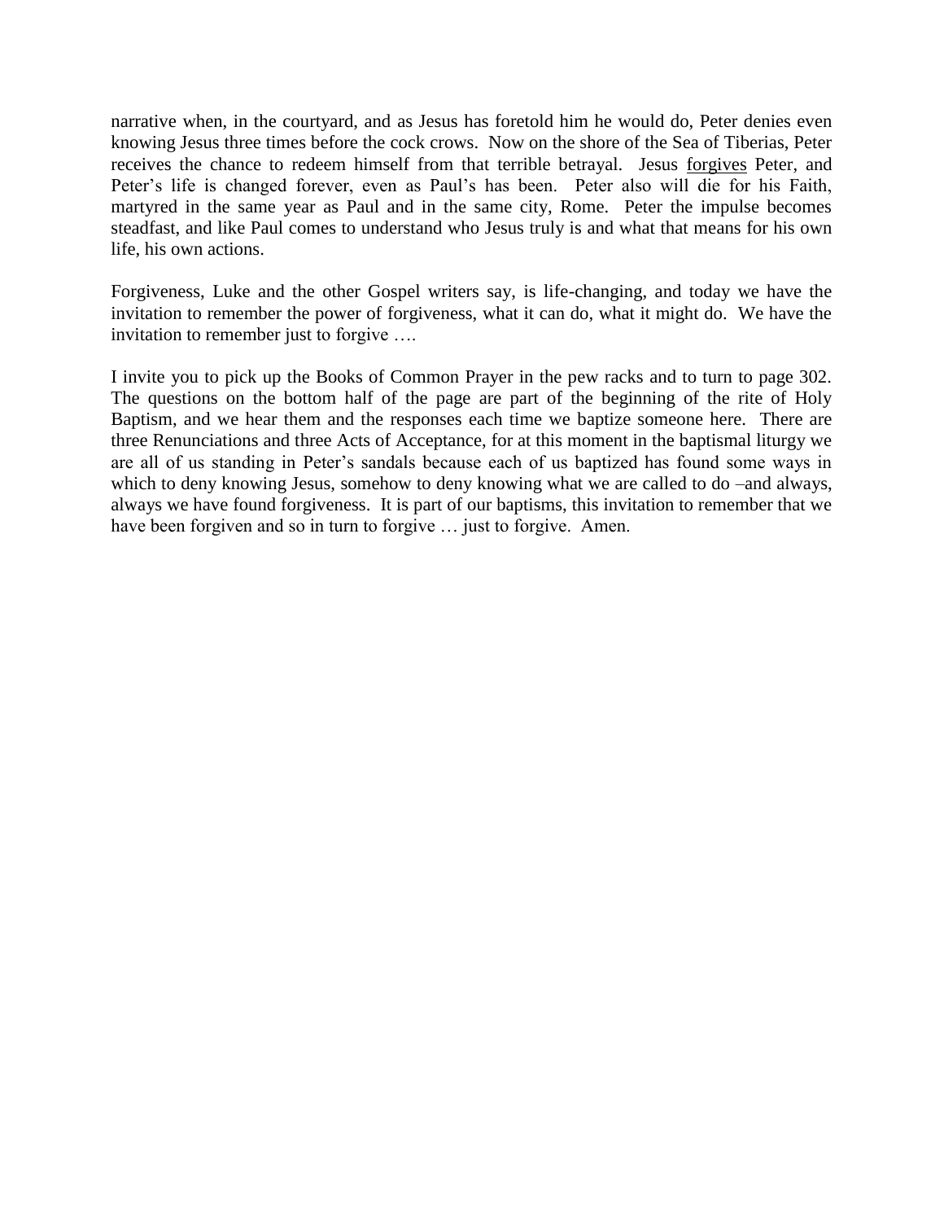narrative when, in the courtyard, and as Jesus has foretold him he would do, Peter denies even knowing Jesus three times before the cock crows. Now on the shore of the Sea of Tiberias, Peter receives the chance to redeem himself from that terrible betrayal. Jesus <u>forgives</u> Peter, and Peter's life is changed forever, even as Paul's has been. Peter also will die for his Faith, martyred in the same year as Paul and in the same city, Rome. Peter the impulse becomes steadfast, and like Paul comes to understand who Jesus truly is and what that means for his own life, his own actions.

Forgiveness, Luke and the other Gospel writers say, is life-changing, and today we have the invitation to remember the power of forgiveness, what it can do, what it might do. We have the invitation to remember just to forgive ….

I invite you to pick up the Books of Common Prayer in the pew racks and to turn to page 302. The questions on the bottom half of the page are part of the beginning of the rite of Holy Baptism, and we hear them and the responses each time we baptize someone here. There are three Renunciations and three Acts of Acceptance, for at this moment in the baptismal liturgy we are all of us standing in Peter's sandals because each of us baptized has found some ways in which to deny knowing Jesus, somehow to deny knowing what we are called to do –and always, always we have found forgiveness. It is part of our baptisms, this invitation to remember that we have been forgiven and so in turn to forgive … just to forgive. Amen.